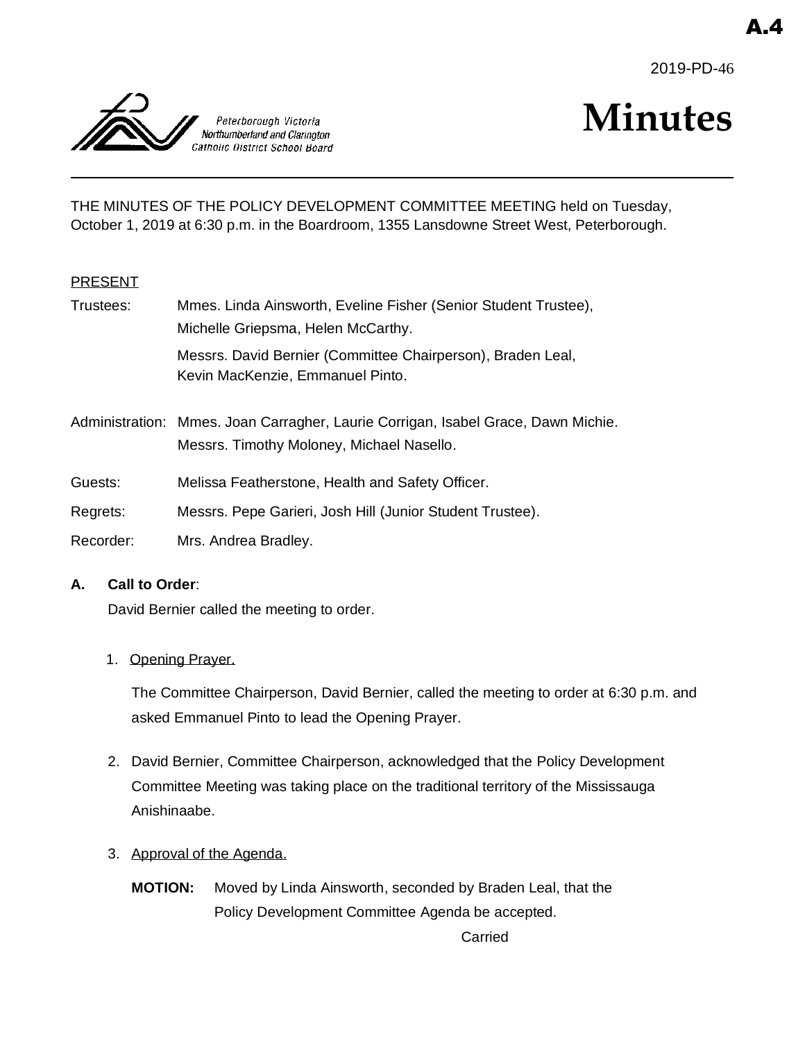A.4

2019-PD-46

Peterborough Victoria Northumberland and Clarington Catholic District School Board

# Minutes

THE MINUTES OF THE POLICY DEVELOPMENT COMMITTEE MEETING held on Tuesday, October 1, 2019 at 6:30 p.m. in the Boardroom, 1355 Lansdowne Street West, Peterborough.

PRESENT

| | |
|---|---|
| Trustees: | Mmes. Linda Ainsworth, Eveline Fisher (Senior Student Trustee), Michelle Griepsma, Helen McCarthy. |
| | Messrs. David Bernier (Committee Chairperson), Braden Leal, Kevin MacKenzie, Emmanuel Pinto. |
| Administration: | Mmes. Joan Carragher, Laurie Corrigan, Isabel Grace, Dawn Michie. Messrs. Timothy Moloney, Michael Nasello. |
| Guests: | Melissa Featherstone, Health and Safety Officer. |
| Regrets: | Messrs. Pepe Garieri, Josh Hill (Junior Student Trustee). |
| Recorder: | Mrs. Andrea Bradley. |

**A. Call to Order**:

David Bernier called the meeting to order.

1. Opening Prayer.

   The Committee Chairperson, David Bernier, called the meeting to order at 6:30 p.m. and asked Emmanuel Pinto to lead the Opening Prayer.

2. David Bernier, Committee Chairperson, acknowledged that the Policy Development Committee Meeting was taking place on the traditional territory of the Mississauga Anishinaabe.

3. Approval of the Agenda.

   **MOTION:** Moved by Linda Ainsworth, seconded by Braden Leal, that the Policy Development Committee Agenda be accepted.

   Carried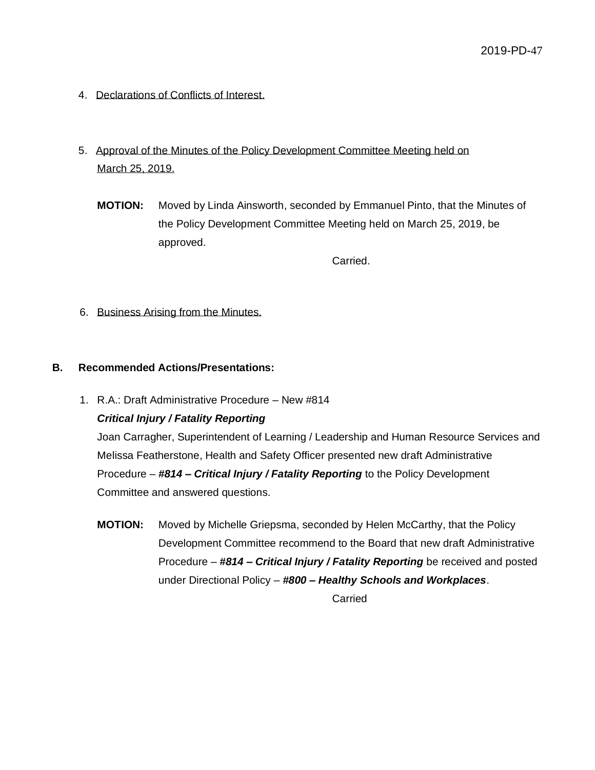4. Declarations of Conflicts of Interest.

5. Approval of the Minutes of the Policy Development Committee Meeting held on March 25, 2019.

**MOTION:** Moved by Linda Ainsworth, seconded by Emmanuel Pinto, that the Minutes of the Policy Development Committee Meeting held on March 25, 2019, be approved.

Carried.

6. Business Arising from the Minutes.

**B. Recommended Actions/Presentations:**

1. R.A.: Draft Administrative Procedure – New #814
***Critical Injury / Fatality Reporting***
Joan Carragher, Superintendent of Learning / Leadership and Human Resource Services and Melissa Featherstone, Health and Safety Officer presented new draft Administrative Procedure – ***#814 – Critical Injury / Fatality Reporting*** to the Policy Development Committee and answered questions.

**MOTION:** Moved by Michelle Griepsma, seconded by Helen McCarthy, that the Policy Development Committee recommend to the Board that new draft Administrative Procedure – ***#814 – Critical Injury / Fatality Reporting*** be received and posted under Directional Policy – ***#800 – Healthy Schools and Workplaces***.

Carried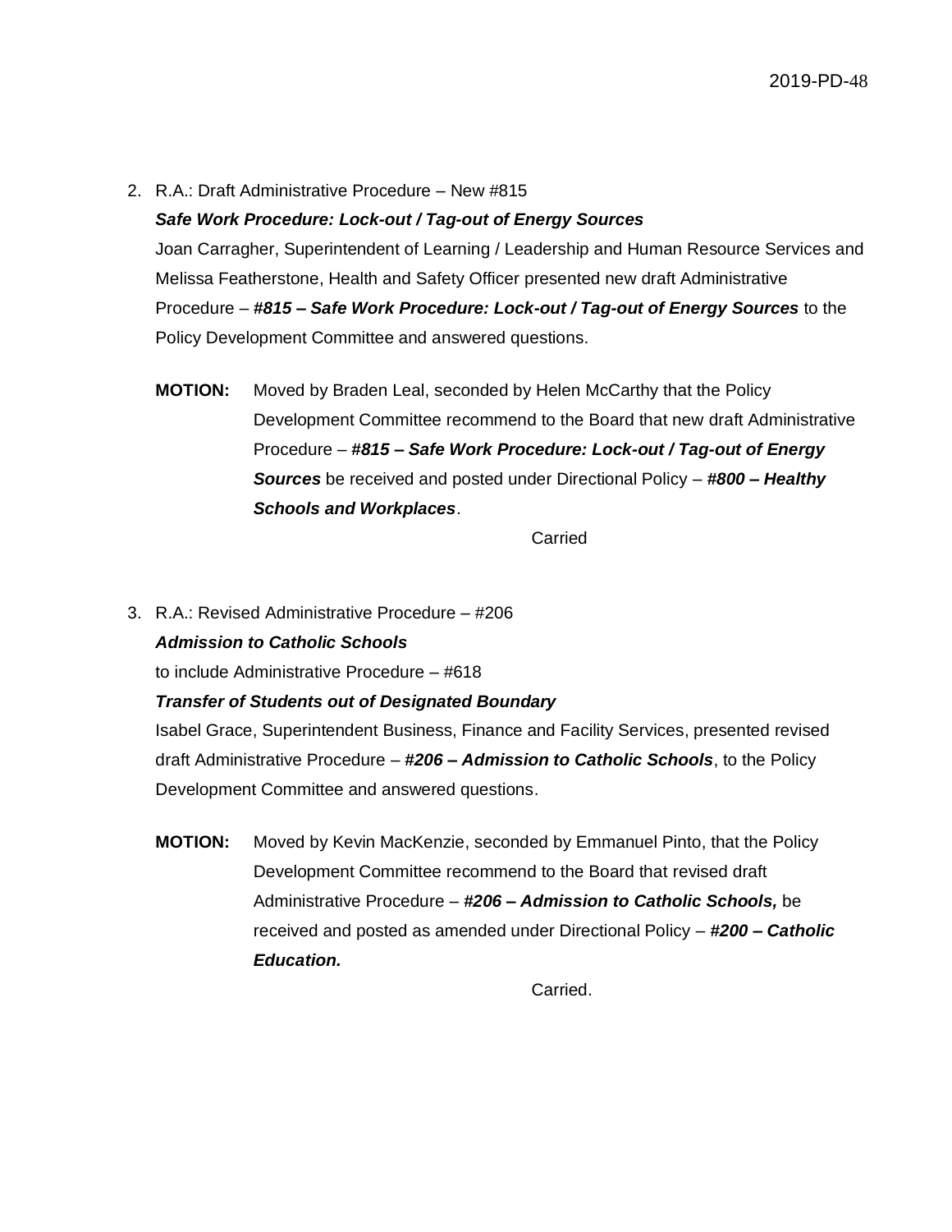2. R.A.: Draft Administrative Procedure – New #815

   ***Safe Work Procedure: Lock-out / Tag-out of Energy Sources***

   Joan Carragher, Superintendent of Learning / Leadership and Human Resource Services and Melissa Featherstone, Health and Safety Officer presented new draft Administrative Procedure – ***#815 – Safe Work Procedure: Lock-out / Tag-out of Energy Sources*** to the Policy Development Committee and answered questions.

   **MOTION:** Moved by Braden Leal, seconded by Helen McCarthy that the Policy Development Committee recommend to the Board that new draft Administrative Procedure – ***#815 – Safe Work Procedure: Lock-out / Tag-out of Energy Sources*** be received and posted under Directional Policy – ***#800 – Healthy Schools and Workplaces***.

   Carried

3. R.A.: Revised Administrative Procedure – #206

   ***Admission to Catholic Schools***

   to include Administrative Procedure – #618

   ***Transfer of Students out of Designated Boundary***

   Isabel Grace, Superintendent Business, Finance and Facility Services, presented revised draft Administrative Procedure – ***#206 – Admission to Catholic Schools***, to the Policy Development Committee and answered questions.

   **MOTION:** Moved by Kevin MacKenzie, seconded by Emmanuel Pinto, that the Policy Development Committee recommend to the Board that revised draft Administrative Procedure – ***#206 – Admission to Catholic Schools,*** be received and posted as amended under Directional Policy – ***#200 – Catholic Education.***

   Carried.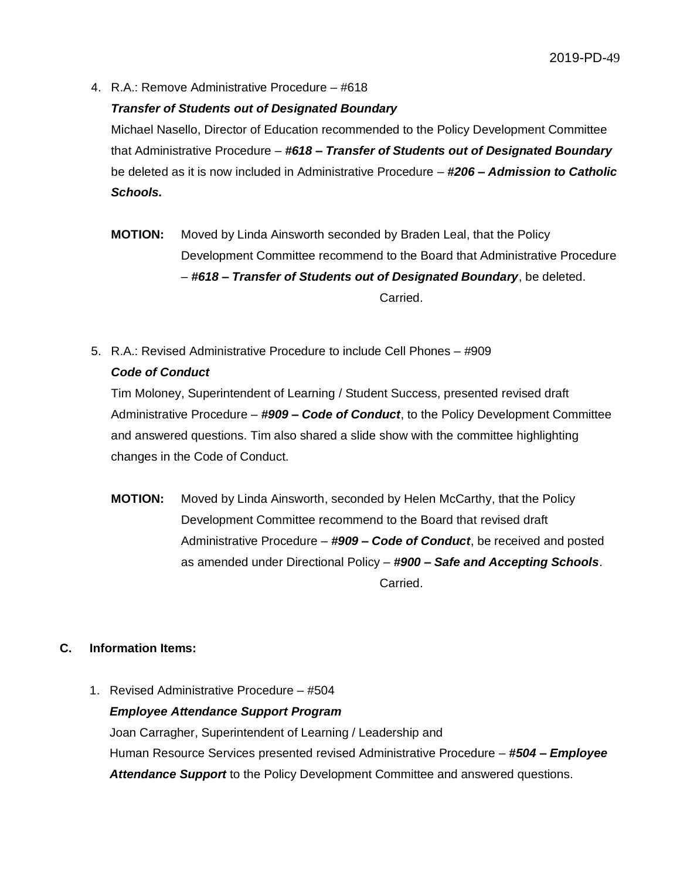4. R.A.: Remove Administrative Procedure – #618

   ***Transfer of Students out of Designated Boundary***

   Michael Nasello, Director of Education recommended to the Policy Development Committee that Administrative Procedure – ***#618 – Transfer of Students out of Designated Boundary*** be deleted as it is now included in Administrative Procedure – ***#206 – Admission to Catholic Schools.***

   **MOTION:** Moved by Linda Ainsworth seconded by Braden Leal, that the Policy Development Committee recommend to the Board that Administrative Procedure – ***#618 – Transfer of Students out of Designated Boundary***, be deleted.

   Carried.

5. R.A.: Revised Administrative Procedure to include Cell Phones – #909

   ***Code of Conduct***

   Tim Moloney, Superintendent of Learning / Student Success, presented revised draft Administrative Procedure – ***#909 – Code of Conduct***, to the Policy Development Committee and answered questions. Tim also shared a slide show with the committee highlighting changes in the Code of Conduct.

   **MOTION:** Moved by Linda Ainsworth, seconded by Helen McCarthy, that the Policy Development Committee recommend to the Board that revised draft Administrative Procedure – ***#909 – Code of Conduct***, be received and posted as amended under Directional Policy – ***#900 – Safe and Accepting Schools***.

   Carried.

## C. Information Items:

1. Revised Administrative Procedure – #504

   ***Employee Attendance Support Program***

   Joan Carragher, Superintendent of Learning / Leadership and Human Resource Services presented revised Administrative Procedure – ***#504 – Employee Attendance Support*** to the Policy Development Committee and answered questions.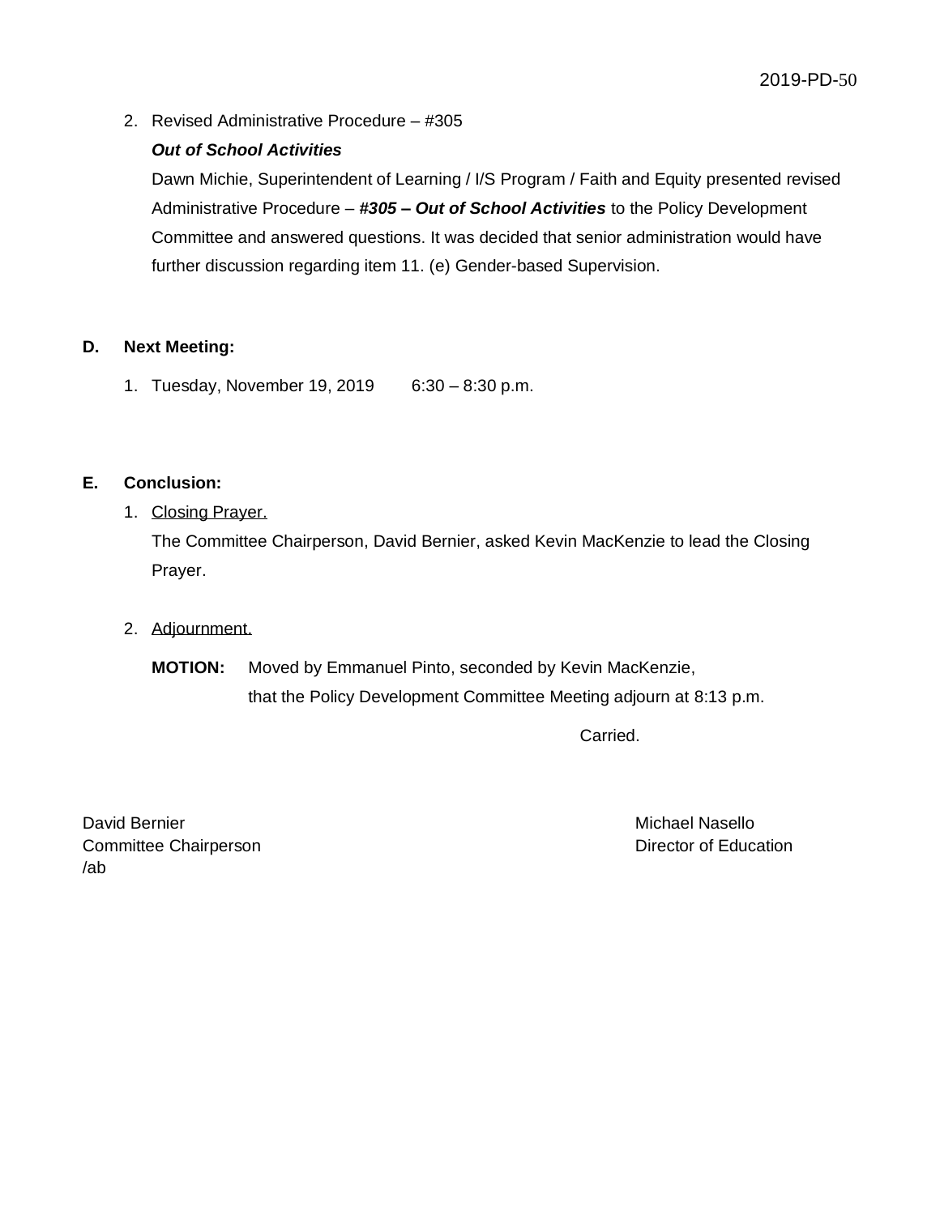2. Revised Administrative Procedure – #305

   ***Out of School Activities***

   Dawn Michie, Superintendent of Learning / I/S Program / Faith and Equity presented revised Administrative Procedure – ***#305 – Out of School Activities*** to the Policy Development Committee and answered questions. It was decided that senior administration would have further discussion regarding item 11. (e) Gender-based Supervision.

## D. Next Meeting:

1. Tuesday, November 19, 2019 6:30 – 8:30 p.m.

## E. Conclusion:

1. Closing Prayer.

   The Committee Chairperson, David Bernier, asked Kevin MacKenzie to lead the Closing Prayer.

2. Adjournment.

   **MOTION:** Moved by Emmanuel Pinto, seconded by Kevin MacKenzie, that the Policy Development Committee Meeting adjourn at 8:13 p.m.

   Carried.

David Bernier
Committee Chairperson

Michael Nasello
Director of Education

/ab